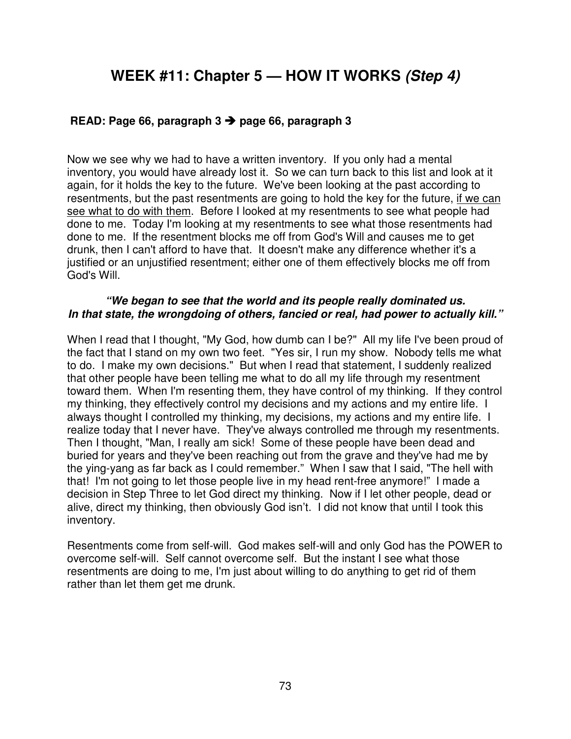# WEEK #11: Chapter 5 — HOW IT WORKS *(Step 4)*

**READ: Page 66, paragraph 3 ➔ page 66, paragraph 3**

Now we see why we had to have a written inventory. If you only had a mental inventory, you would have already lost it. So we can turn back to this list and look at it again, for it holds the key to the future. We've been looking at the past according to resentments, but the past resentments are going to hold the key for the future, <u>if we can see what to do with them</u>. Before I looked at my resentments to see what people had done to me. Today I'm looking at my resentments to see what those resentments had done to me. If the resentment blocks me off from God's Will and causes me to get drunk, then I can't afford to have that. It doesn't make any difference whether it's a justified or an unjustified resentment; either one of them effectively blocks me off from God's Will.

***"We began to see that the world and its people really dominated us. In that state, the wrongdoing of others, fancied or real, had power to actually kill."***

When I read that I thought, "My God, how dumb can I be?" All my life I've been proud of the fact that I stand on my own two feet. "Yes sir, I run my show. Nobody tells me what to do. I make my own decisions." But when I read that statement, I suddenly realized that other people have been telling me what to do all my life through my resentment toward them. When I'm resenting them, they have control of my thinking. If they control my thinking, they effectively control my decisions and my actions and my entire life. I always thought I controlled my thinking, my decisions, my actions and my entire life. I realize today that I never have. They've always controlled me through my resentments. Then I thought, "Man, I really am sick! Some of these people have been dead and buried for years and they've been reaching out from the grave and they've had me by the ying-yang as far back as I could remember." When I saw that I said, "The hell with that! I'm not going to let those people live in my head rent-free anymore!" I made a decision in Step Three to let God direct my thinking. Now if I let other people, dead or alive, direct my thinking, then obviously God isn't. I did not know that until I took this inventory.

Resentments come from self-will. God makes self-will and only God has the POWER to overcome self-will. Self cannot overcome self. But the instant I see what those resentments are doing to me, I'm just about willing to do anything to get rid of them rather than let them get me drunk.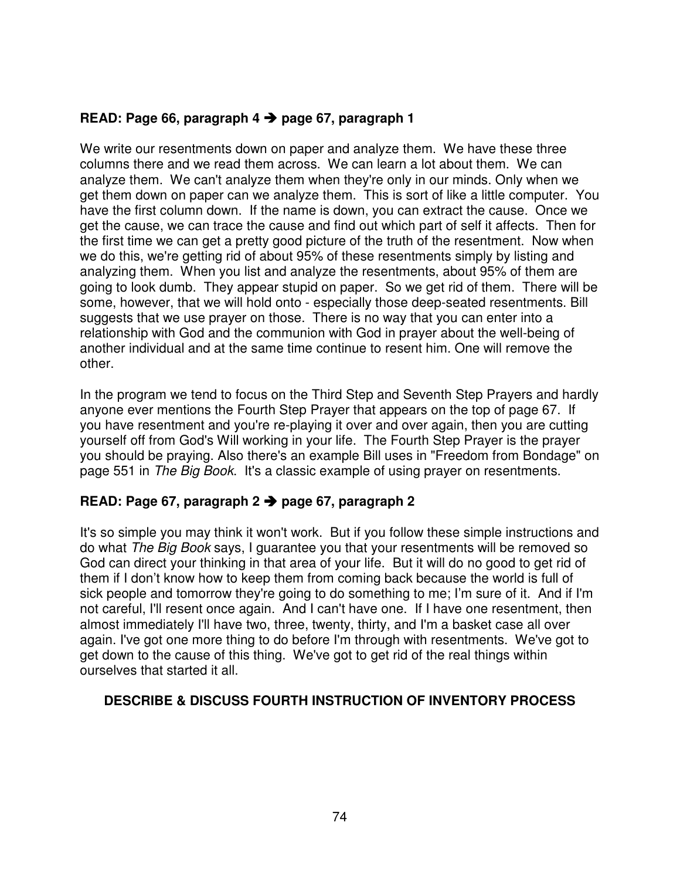**READ: Page 66, paragraph 4 ➔ page 67, paragraph 1**

We write our resentments down on paper and analyze them. We have these three columns there and we read them across. We can learn a lot about them. We can analyze them. We can't analyze them when they're only in our minds. Only when we get them down on paper can we analyze them. This is sort of like a little computer. You have the first column down. If the name is down, you can extract the cause. Once we get the cause, we can trace the cause and find out which part of self it affects. Then for the first time we can get a pretty good picture of the truth of the resentment. Now when we do this, we're getting rid of about 95% of these resentments simply by listing and analyzing them. When you list and analyze the resentments, about 95% of them are going to look dumb. They appear stupid on paper. So we get rid of them. There will be some, however, that we will hold onto - especially those deep-seated resentments. Bill suggests that we use prayer on those. There is no way that you can enter into a relationship with God and the communion with God in prayer about the well-being of another individual and at the same time continue to resent him. One will remove the other.

In the program we tend to focus on the Third Step and Seventh Step Prayers and hardly anyone ever mentions the Fourth Step Prayer that appears on the top of page 67. If you have resentment and you're re-playing it over and over again, then you are cutting yourself off from God's Will working in your life. The Fourth Step Prayer is the prayer you should be praying. Also there's an example Bill uses in "Freedom from Bondage" on page 551 in *The Big Book*. It's a classic example of using prayer on resentments.

**READ: Page 67, paragraph 2 ➔ page 67, paragraph 2**

It's so simple you may think it won't work. But if you follow these simple instructions and do what *The Big Book* says, I guarantee you that your resentments will be removed so God can direct your thinking in that area of your life. But it will do no good to get rid of them if I don't know how to keep them from coming back because the world is full of sick people and tomorrow they're going to do something to me; I'm sure of it. And if I'm not careful, I'll resent once again. And I can't have one. If I have one resentment, then almost immediately I'll have two, three, twenty, thirty, and I'm a basket case all over again. I've got one more thing to do before I'm through with resentments. We've got to get down to the cause of this thing. We've got to get rid of the real things within ourselves that started it all.

**DESCRIBE & DISCUSS FOURTH INSTRUCTION OF INVENTORY PROCESS**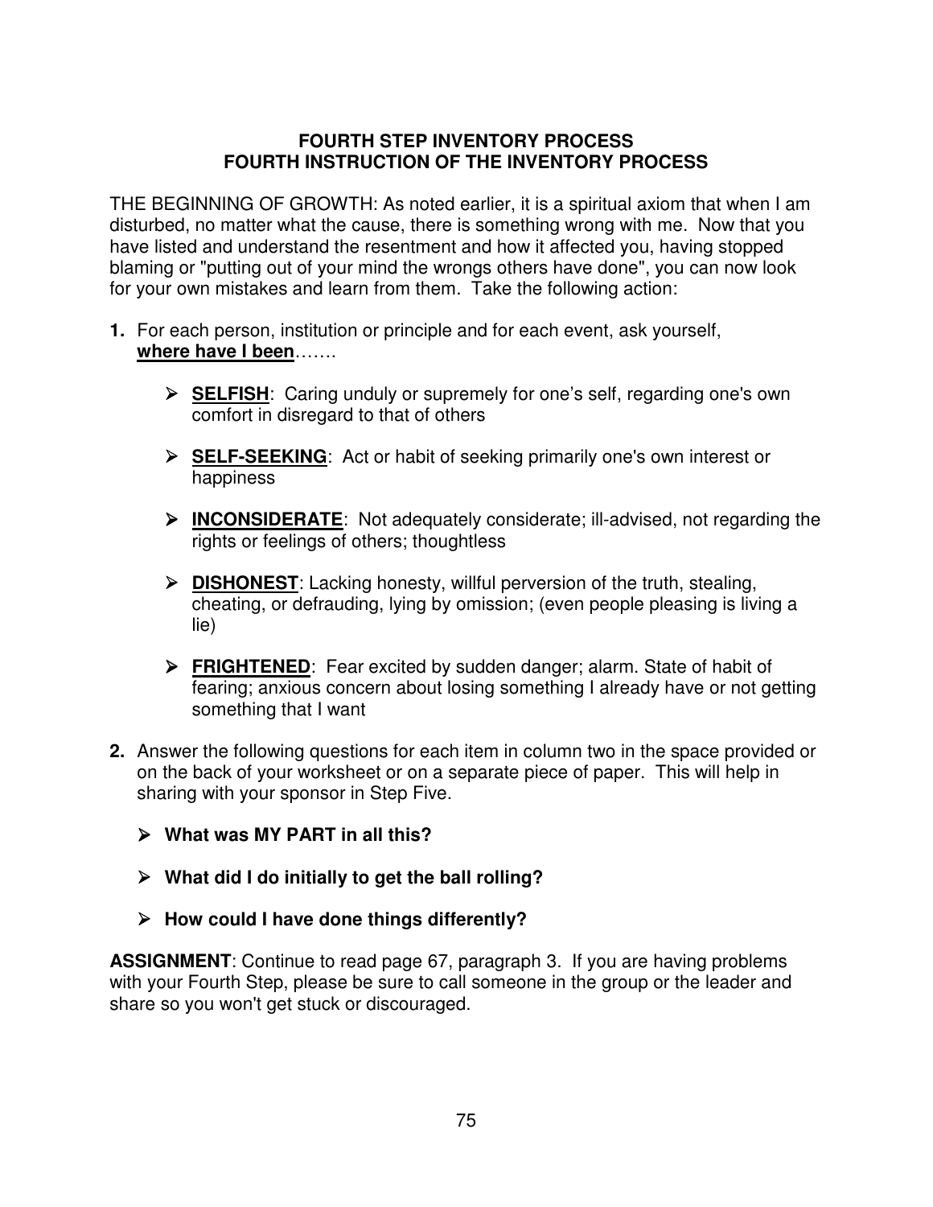## FOURTH STEP INVENTORY PROCESS
## FOURTH INSTRUCTION OF THE INVENTORY PROCESS

THE BEGINNING OF GROWTH: As noted earlier, it is a spiritual axiom that when I am disturbed, no matter what the cause, there is something wrong with me. Now that you have listed and understand the resentment and how it affected you, having stopped blaming or "putting out of your mind the wrongs others have done", you can now look for your own mistakes and learn from them. Take the following action:

**1.** For each person, institution or principle and for each event, ask yourself, **where have I been**…….

- **SELFISH**: Caring unduly or supremely for one's self, regarding one's own comfort in disregard to that of others
- **SELF-SEEKING**: Act or habit of seeking primarily one's own interest or happiness
- **INCONSIDERATE**: Not adequately considerate; ill-advised, not regarding the rights or feelings of others; thoughtless
- **DISHONEST**: Lacking honesty, willful perversion of the truth, stealing, cheating, or defrauding, lying by omission; (even people pleasing is living a lie)
- **FRIGHTENED**: Fear excited by sudden danger; alarm. State of habit of fearing; anxious concern about losing something I already have or not getting something that I want

**2.** Answer the following questions for each item in column two in the space provided or on the back of your worksheet or on a separate piece of paper. This will help in sharing with your sponsor in Step Five.

- **What was MY PART in all this?**
- **What did I do initially to get the ball rolling?**
- **How could I have done things differently?**

**ASSIGNMENT**: Continue to read page 67, paragraph 3. If you are having problems with your Fourth Step, please be sure to call someone in the group or the leader and share so you won't get stuck or discouraged.